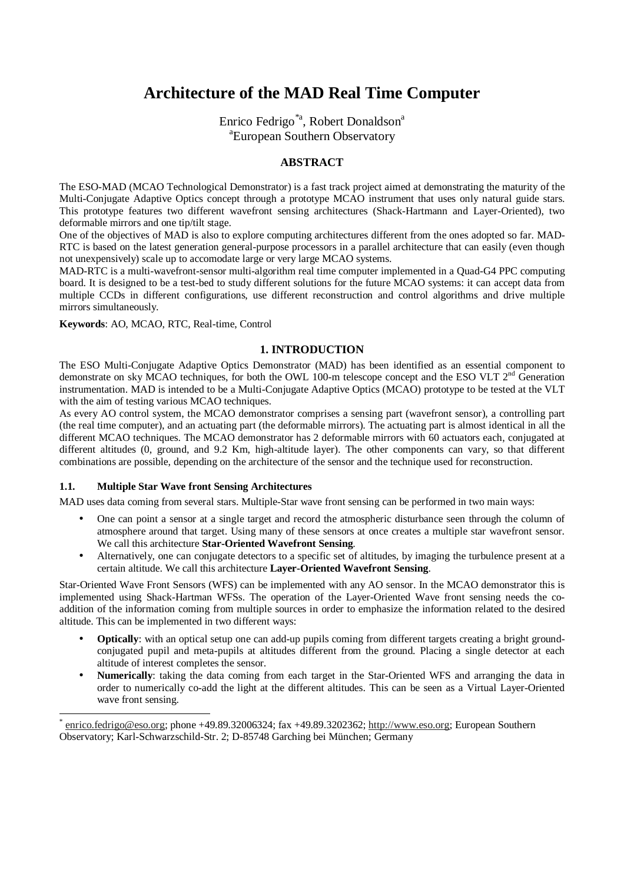# Architecture of the MAD Real Time Computer

Enrico Fedrigo[*a], Robert Donaldson[a]

[a]European Southern Observatory

## ABSTRACT

The ESO-MAD (MCAO Technological Demonstrator) is a fast track project aimed at demonstrating the maturity of the Multi-Conjugate Adaptive Optics concept through a prototype MCAO instrument that uses only natural guide stars. This prototype features two different wavefront sensing architectures (Shack-Hartmann and Layer-Oriented), two deformable mirrors and one tip/tilt stage.

One of the objectives of MAD is also to explore computing architectures different from the ones adopted so far. MAD-RTC is based on the latest generation general-purpose processors in a parallel architecture that can easily (even though not unexpensively) scale up to accomodate large or very large MCAO systems.

MAD-RTC is a multi-wavefront-sensor multi-algorithm real time computer implemented in a Quad-G4 PPC computing board. It is designed to be a test-bed to study different solutions for the future MCAO systems: it can accept data from multiple CCDs in different configurations, use different reconstruction and control algorithms and drive multiple mirrors simultaneously.

**Keywords**: AO, MCAO, RTC, Real-time, Control

## 1. INTRODUCTION

The ESO Multi-Conjugate Adaptive Optics Demonstrator (MAD) has been identified as an essential component to demonstrate on sky MCAO techniques, for both the OWL 100-m telescope concept and the ESO VLT 2nd Generation instrumentation. MAD is intended to be a Multi-Conjugate Adaptive Optics (MCAO) prototype to be tested at the VLT with the aim of testing various MCAO techniques.

As every AO control system, the MCAO demonstrator comprises a sensing part (wavefront sensor), a controlling part (the real time computer), and an actuating part (the deformable mirrors). The actuating part is almost identical in all the different MCAO techniques. The MCAO demonstrator has 2 deformable mirrors with 60 actuators each, conjugated at different altitudes (0, ground, and 9.2 Km, high-altitude layer). The other components can vary, so that different combinations are possible, depending on the architecture of the sensor and the technique used for reconstruction.

### 1.1. Multiple Star Wave front Sensing Architectures

MAD uses data coming from several stars. Multiple-Star wave front sensing can be performed in two main ways:

- One can point a sensor at a single target and record the atmospheric disturbance seen through the column of atmosphere around that target. Using many of these sensors at once creates a multiple star wavefront sensor. We call this architecture **Star-Oriented Wavefront Sensing**.
- Alternatively, one can conjugate detectors to a specific set of altitudes, by imaging the turbulence present at a certain altitude. We call this architecture **Layer-Oriented Wavefront Sensing**.

Star-Oriented Wave Front Sensors (WFS) can be implemented with any AO sensor. In the MCAO demonstrator this is implemented using Shack-Hartman WFSs. The operation of the Layer-Oriented Wave front sensing needs the co-addition of the information coming from multiple sources in order to emphasize the information related to the desired altitude. This can be implemented in two different ways:

- **Optically**: with an optical setup one can add-up pupils coming from different targets creating a bright ground-conjugated pupil and meta-pupils at altitudes different from the ground. Placing a single detector at each altitude of interest completes the sensor.
- **Numerically**: taking the data coming from each target in the Star-Oriented WFS and arranging the data in order to numerically co-add the light at the different altitudes. This can be seen as a Virtual Layer-Oriented wave front sensing.

[*] enrico.fedrigo@eso.org; phone +49.89.32006324; fax +49.89.3202362; http://www.eso.org; European Southern Observatory; Karl-Schwarzschild-Str. 2; D-85748 Garching bei München; Germany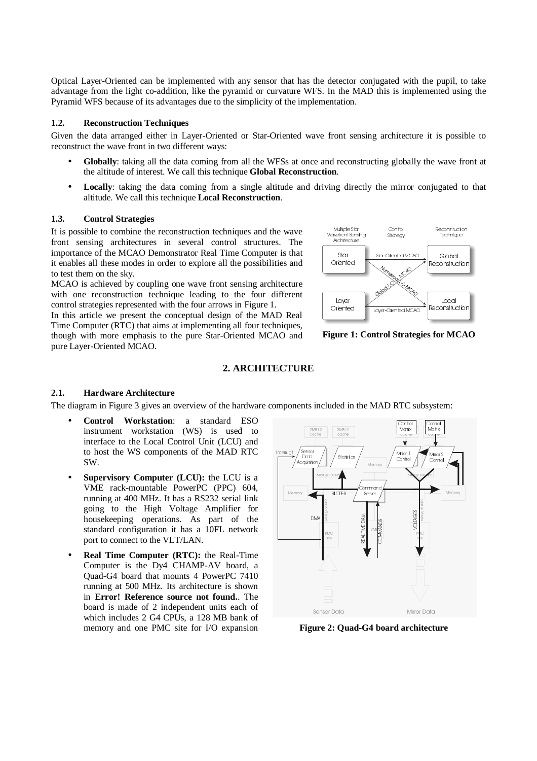Optical Layer-Oriented can be implemented with any sensor that has the detector conjugated with the pupil, to take advantage from the light co-addition, like the pyramid or curvature WFS. In the MAD this is implemented using the Pyramid WFS because of its advantages due to the simplicity of the implementation.

### 1.2. Reconstruction Techniques

Given the data arranged either in Layer-Oriented or Star-Oriented wave front sensing architecture it is possible to reconstruct the wave front in two different ways:

- **Globally**: taking all the data coming from all the WFSs at once and reconstructing globally the wave front at the altitude of interest. We call this technique **Global Reconstruction**.
- **Locally**: taking the data coming from a single altitude and driving directly the mirror conjugated to that altitude. We call this technique **Local Reconstruction**.

### 1.3. Control Strategies

It is possible to combine the reconstruction techniques and the wave front sensing architectures in several control structures. The importance of the MCAO Demonstrator Real Time Computer is that it enables all these modes in order to explore all the possibilities and to test them on the sky.

MCAO is achieved by coupling one wave front sensing architecture with one reconstruction technique leading to the four different control strategies represented with the four arrows in Figure 1.

In this article we present the conceptual design of the MAD Real Time Computer (RTC) that aims at implementing all four techniques, though with more emphasis to the pure Star-Oriented MCAO and pure Layer-Oriented MCAO.

**Figure 1: Control Strategies for MCAO**

## 2. ARCHITECTURE

### 2.1. Hardware Architecture

The diagram in Figure 3 gives an overview of the hardware components included in the MAD RTC subsystem:

- **Control Workstation**: a standard ESO instrument workstation (WS) is used to interface to the Local Control Unit (LCU) and to host the WS components of the MAD RTC SW.
- **Supervisory Computer (LCU):** the LCU is a VME rack-mountable PowerPC (PPC) 604, running at 400 MHz. It has a RS232 serial link going to the High Voltage Amplifier for housekeeping operations. As part of the standard configuration it has a 10FL network port to connect to the VLT/LAN.
- **Real Time Computer (RTC):** the Real-Time Computer is the Dy4 CHAMP-AV board, a Quad-G4 board that mounts 4 PowerPC 7410 running at 500 MHz. Its architecture is shown in **Error! Reference source not found.**. The board is made of 2 independent units each of which includes 2 G4 CPUs, a 128 MB bank of memory and one PMC site for I/O expansion

**Figure 2: Quad-G4 board architecture**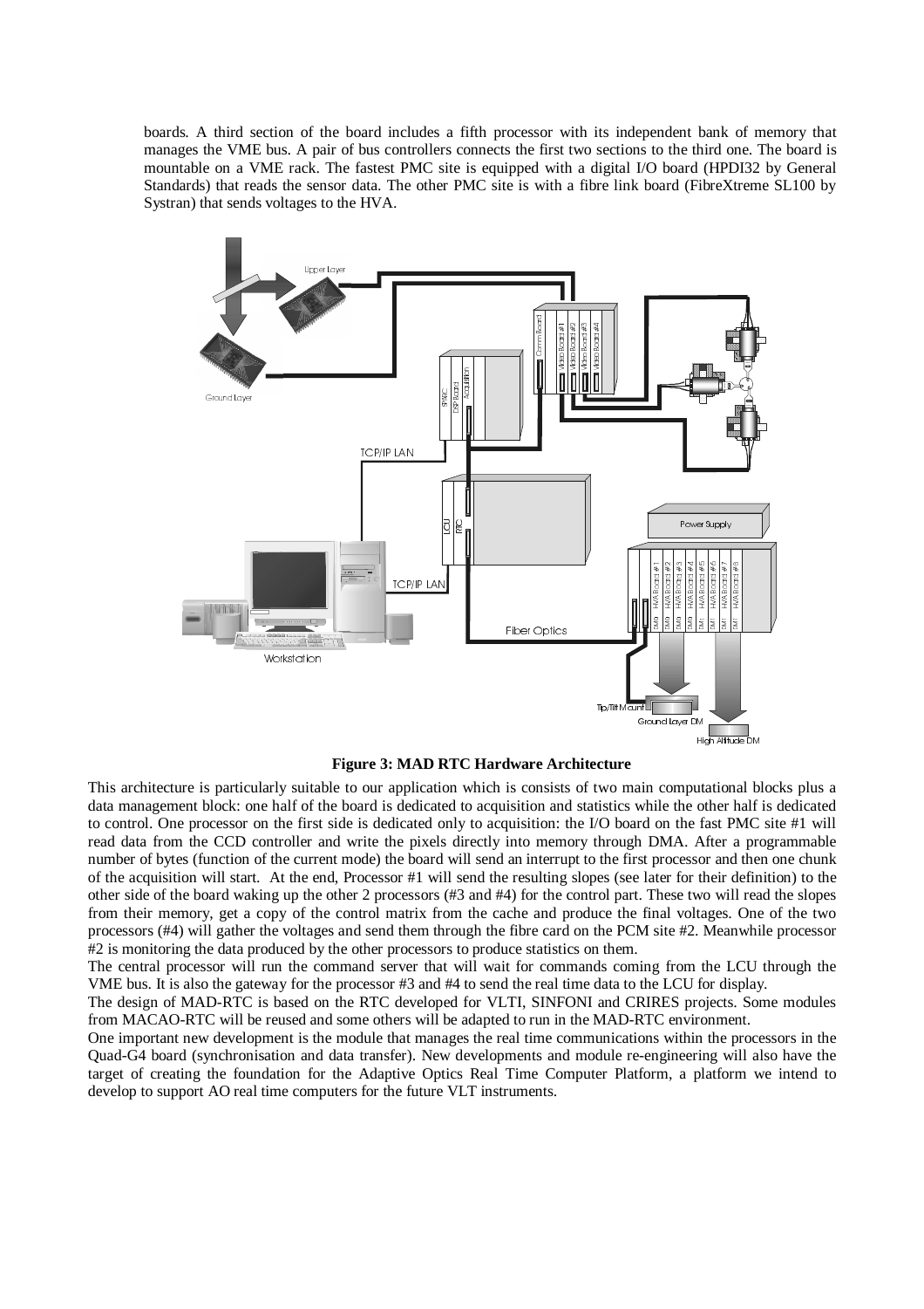boards. A third section of the board includes a fifth processor with its independent bank of memory that manages the VME bus. A pair of bus controllers connects the first two sections to the third one. The board is mountable on a VME rack. The fastest PMC site is equipped with a digital I/O board (HPDI32 by General Standards) that reads the sensor data. The other PMC site is with a fibre link board (FibreXtreme SL100 by Systran) that sends voltages to the HVA.

**Figure 3: MAD RTC Hardware Architecture**

This architecture is particularly suitable to our application which is consists of two main computational blocks plus a data management block: one half of the board is dedicated to acquisition and statistics while the other half is dedicated to control. One processor on the first side is dedicated only to acquisition: the I/O board on the fast PMC site #1 will read data from the CCD controller and write the pixels directly into memory through DMA. After a programmable number of bytes (function of the current mode) the board will send an interrupt to the first processor and then one chunk of the acquisition will start. At the end, Processor #1 will send the resulting slopes (see later for their definition) to the other side of the board waking up the other 2 processors (#3 and #4) for the control part. These two will read the slopes from their memory, get a copy of the control matrix from the cache and produce the final voltages. One of the two processors (#4) will gather the voltages and send them through the fibre card on the PCM site #2. Meanwhile processor #2 is monitoring the data produced by the other processors to produce statistics on them.

The central processor will run the command server that will wait for commands coming from the LCU through the VME bus. It is also the gateway for the processor #3 and #4 to send the real time data to the LCU for display.

The design of MAD-RTC is based on the RTC developed for VLTI, SINFONI and CRIRES projects. Some modules from MACAO-RTC will be reused and some others will be adapted to run in the MAD-RTC environment.

One important new development is the module that manages the real time communications within the processors in the Quad-G4 board (synchronisation and data transfer). New developments and module re-engineering will also have the target of creating the foundation for the Adaptive Optics Real Time Computer Platform, a platform we intend to develop to support AO real time computers for the future VLT instruments.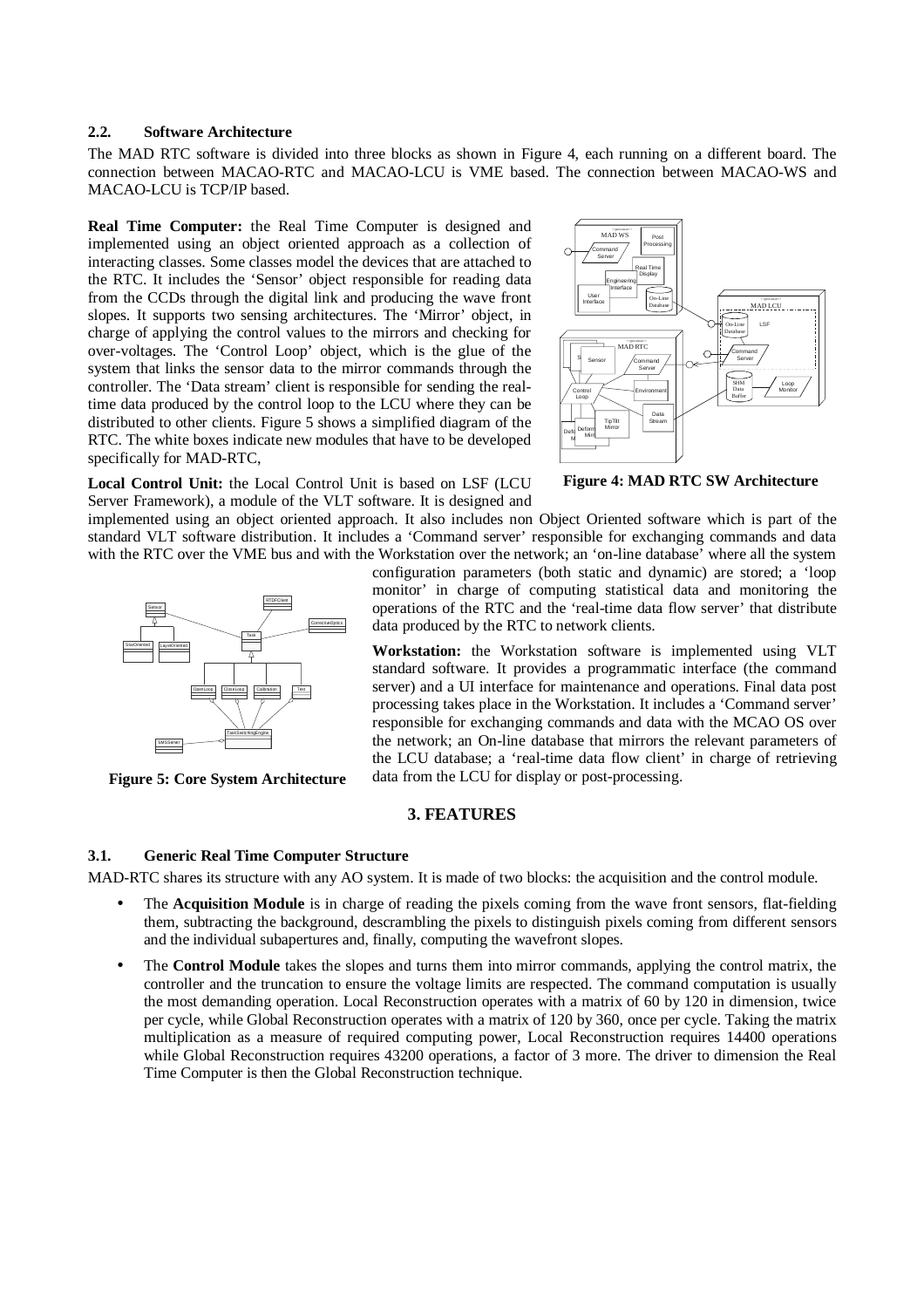### 2.2. Software Architecture

The MAD RTC software is divided into three blocks as shown in Figure 4, each running on a different board. The connection between MACAO-RTC and MACAO-LCU is VME based. The connection between MACAO-WS and MACAO-LCU is TCP/IP based.

**Real Time Computer:** the Real Time Computer is designed and implemented using an object oriented approach as a collection of interacting classes. Some classes model the devices that are attached to the RTC. It includes the 'Sensor' object responsible for reading data from the CCDs through the digital link and producing the wave front slopes. It supports two sensing architectures. The 'Mirror' object, in charge of applying the control values to the mirrors and checking for over-voltages. The 'Control Loop' object, which is the glue of the system that links the sensor data to the mirror commands through the controller. The 'Data stream' client is responsible for sending the real-time data produced by the control loop to the LCU where they can be distributed to other clients. Figure 5 shows a simplified diagram of the RTC. The white boxes indicate new modules that have to be developed specifically for MAD-RTC,

**Figure 4: MAD RTC SW Architecture**

**Local Control Unit:** the Local Control Unit is based on LSF (LCU Server Framework), a module of the VLT software. It is designed and implemented using an object oriented approach. It also includes non Object Oriented software which is part of the standard VLT software distribution. It includes a 'Command server' responsible for exchanging commands and data with the RTC over the VME bus and with the Workstation over the network; an 'on-line database' where all the system configuration parameters (both static and dynamic) are stored; a 'loop monitor' in charge of computing statistical data and monitoring the operations of the RTC and the 'real-time data flow server' that distribute data produced by the RTC to network clients.

**Figure 5: Core System Architecture**

**Workstation:** the Workstation software is implemented using VLT standard software. It provides a programmatic interface (the command server) and a UI interface for maintenance and operations. Final data post processing takes place in the Workstation. It includes a 'Command server' responsible for exchanging commands and data with the MCAO OS over the network; an On-line database that mirrors the relevant parameters of the LCU database; a 'real-time data flow client' in charge of retrieving data from the LCU for display or post-processing.

## 3. FEATURES

### 3.1. Generic Real Time Computer Structure

MAD-RTC shares its structure with any AO system. It is made of two blocks: the acquisition and the control module.

- The **Acquisition Module** is in charge of reading the pixels coming from the wave front sensors, flat-fielding them, subtracting the background, descrambling the pixels to distinguish pixels coming from different sensors and the individual subapertures and, finally, computing the wavefront slopes.
- The **Control Module** takes the slopes and turns them into mirror commands, applying the control matrix, the controller and the truncation to ensure the voltage limits are respected. The command computation is usually the most demanding operation. Local Reconstruction operates with a matrix of 60 by 120 in dimension, twice per cycle, while Global Reconstruction operates with a matrix of 120 by 360, once per cycle. Taking the matrix multiplication as a measure of required computing power, Local Reconstruction requires 14400 operations while Global Reconstruction requires 43200 operations, a factor of 3 more. The driver to dimension the Real Time Computer is then the Global Reconstruction technique.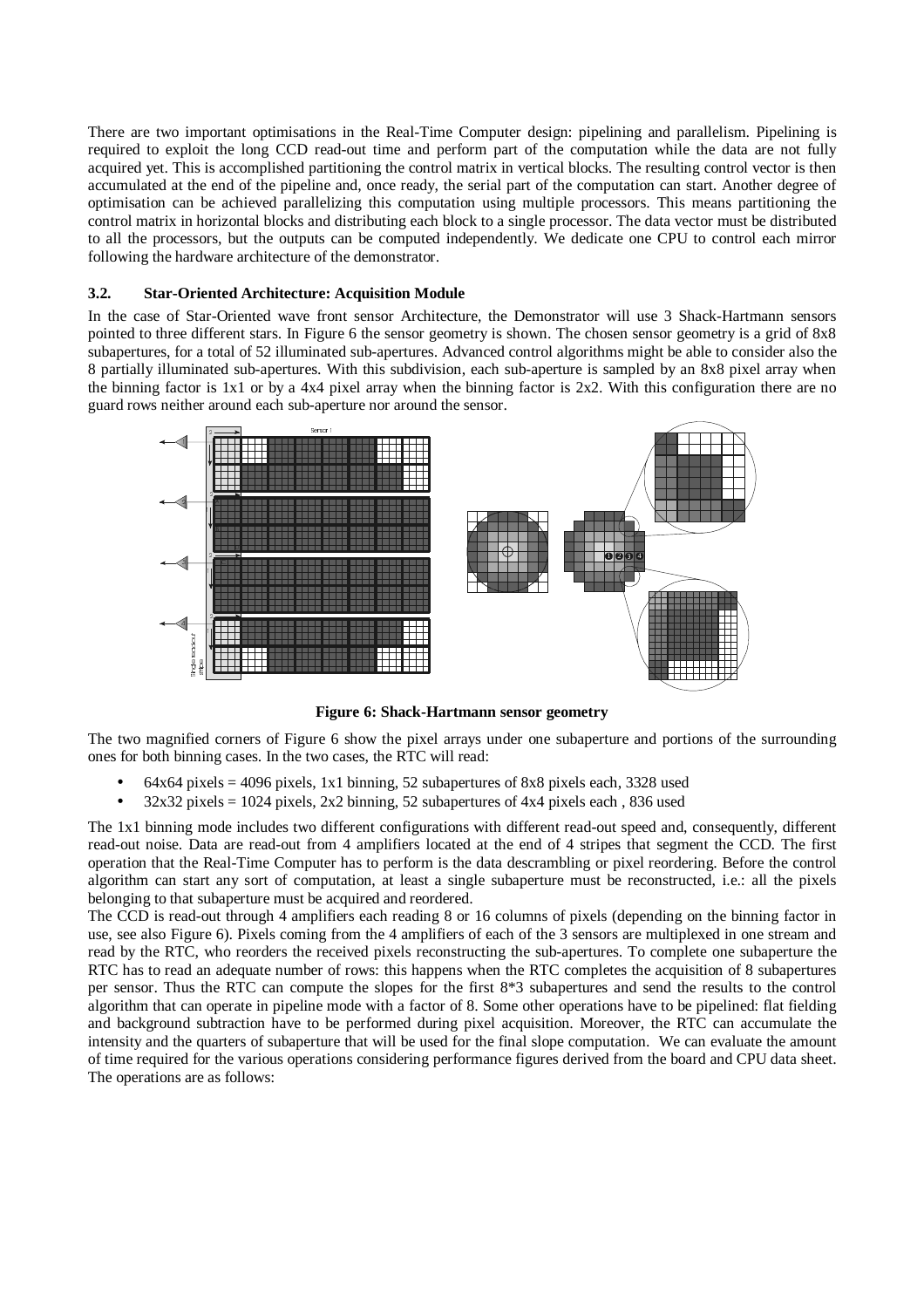There are two important optimisations in the Real-Time Computer design: pipelining and parallelism. Pipelining is required to exploit the long CCD read-out time and perform part of the computation while the data are not fully acquired yet. This is accomplished partitioning the control matrix in vertical blocks. The resulting control vector is then accumulated at the end of the pipeline and, once ready, the serial part of the computation can start. Another degree of optimisation can be achieved parallelizing this computation using multiple processors. This means partitioning the control matrix in horizontal blocks and distributing each block to a single processor. The data vector must be distributed to all the processors, but the outputs can be computed independently. We dedicate one CPU to control each mirror following the hardware architecture of the demonstrator.

### 3.2. Star-Oriented Architecture: Acquisition Module

In the case of Star-Oriented wave front sensor Architecture, the Demonstrator will use 3 Shack-Hartmann sensors pointed to three different stars. In Figure 6 the sensor geometry is shown. The chosen sensor geometry is a grid of 8x8 subapertures, for a total of 52 illuminated sub-apertures. Advanced control algorithms might be able to consider also the 8 partially illuminated sub-apertures. With this subdivision, each sub-aperture is sampled by an 8x8 pixel array when the binning factor is 1x1 or by a 4x4 pixel array when the binning factor is 2x2. With this configuration there are no guard rows neither around each sub-aperture nor around the sensor.

**Figure 6: Shack-Hartmann sensor geometry**

The two magnified corners of Figure 6 show the pixel arrays under one subaperture and portions of the surrounding ones for both binning cases. In the two cases, the RTC will read:

- 64x64 pixels = 4096 pixels, 1x1 binning, 52 subapertures of 8x8 pixels each, 3328 used
- 32x32 pixels = 1024 pixels, 2x2 binning, 52 subapertures of 4x4 pixels each , 836 used

The 1x1 binning mode includes two different configurations with different read-out speed and, consequently, different read-out noise. Data are read-out from 4 amplifiers located at the end of 4 stripes that segment the CCD. The first operation that the Real-Time Computer has to perform is the data descrambling or pixel reordering. Before the control algorithm can start any sort of computation, at least a single subaperture must be reconstructed, i.e.: all the pixels belonging to that subaperture must be acquired and reordered.

The CCD is read-out through 4 amplifiers each reading 8 or 16 columns of pixels (depending on the binning factor in use, see also Figure 6). Pixels coming from the 4 amplifiers of each of the 3 sensors are multiplexed in one stream and read by the RTC, who reorders the received pixels reconstructing the sub-apertures. To complete one subaperture the RTC has to read an adequate number of rows: this happens when the RTC completes the acquisition of 8 subapertures per sensor. Thus the RTC can compute the slopes for the first 8*3 subapertures and send the results to the control algorithm that can operate in pipeline mode with a factor of 8. Some other operations have to be pipelined: flat fielding and background subtraction have to be performed during pixel acquisition. Moreover, the RTC can accumulate the intensity and the quarters of subaperture that will be used for the final slope computation. We can evaluate the amount of time required for the various operations considering performance figures derived from the board and CPU data sheet. The operations are as follows: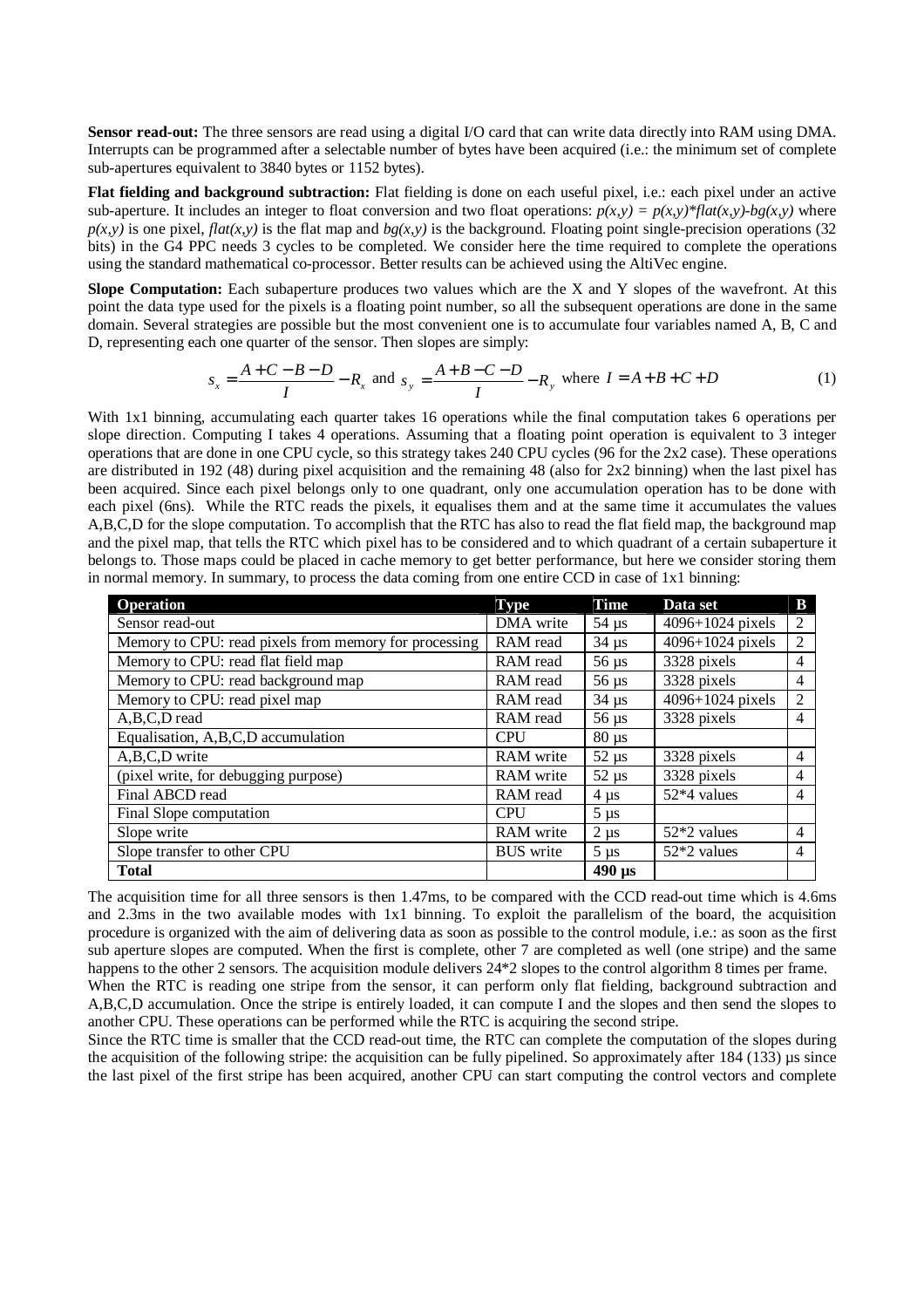**Sensor read-out:** The three sensors are read using a digital I/O card that can write data directly into RAM using DMA. Interrupts can be programmed after a selectable number of bytes have been acquired (i.e.: the minimum set of complete sub-apertures equivalent to 3840 bytes or 1152 bytes).

**Flat fielding and background subtraction:** Flat fielding is done on each useful pixel, i.e.: each pixel under an active sub-aperture. It includes an integer to float conversion and two float operations: $p(x,y) = p(x,y)*flat(x,y)-bg(x,y)$ where $p(x,y)$ is one pixel, $flat(x,y)$ is the flat map and $bg(x,y)$ is the background. Floating point single-precision operations (32 bits) in the G4 PPC needs 3 cycles to be completed. We consider here the time required to complete the operations using the standard mathematical co-processor. Better results can be achieved using the AltiVec engine.

**Slope Computation:** Each subaperture produces two values which are the X and Y slopes of the wavefront. At this point the data type used for the pixels is a floating point number, so all the subsequent operations are done in the same domain. Several strategies are possible but the most convenient one is to accumulate four variables named A, B, C and D, representing each one quarter of the sensor. Then slopes are simply:

$$s_x = \frac{A + C - B - D}{I} - R_x \text{ and } s_y = \frac{A + B - C - D}{I} - R_y \text{ where } I = A + B + C + D \tag{1}$$

With 1x1 binning, accumulating each quarter takes 16 operations while the final computation takes 6 operations per slope direction. Computing I takes 4 operations. Assuming that a floating point operation is equivalent to 3 integer operations that are done in one CPU cycle, so this strategy takes 240 CPU cycles (96 for the 2x2 case). These operations are distributed in 192 (48) during pixel acquisition and the remaining 48 (also for 2x2 binning) when the last pixel has been acquired. Since each pixel belongs only to one quadrant, only one accumulation operation has to be done with each pixel (6ns). While the RTC reads the pixels, it equalises them and at the same time it accumulates the values A,B,C,D for the slope computation. To accomplish that the RTC has also to read the flat field map, the background map and the pixel map, that tells the RTC which pixel has to be considered and to which quadrant of a certain subaperture it belongs to. Those maps could be placed in cache memory to get better performance, but here we consider storing them in normal memory. In summary, to process the data coming from one entire CCD in case of 1x1 binning:

| Operation | Type | Time | Data set | B |
|---|---|---|---|---|
| Sensor read-out | DMA write | 54 µs | 4096+1024 pixels | 2 |
| Memory to CPU: read pixels from memory for processing | RAM read | 34 µs | 4096+1024 pixels | 2 |
| Memory to CPU: read flat field map | RAM read | 56 µs | 3328 pixels | 4 |
| Memory to CPU: read background map | RAM read | 56 µs | 3328 pixels | 4 |
| Memory to CPU: read pixel map | RAM read | 34 µs | 4096+1024 pixels | 2 |
| A,B,C,D read | RAM read | 56 µs | 3328 pixels | 4 |
| Equalisation, A,B,C,D accumulation | CPU | 80 µs | | |
| A,B,C,D write | RAM write | 52 µs | 3328 pixels | 4 |
| (pixel write, for debugging purpose) | RAM write | 52 µs | 3328 pixels | 4 |
| Final ABCD read | RAM read | 4 µs | 52*4 values | 4 |
| Final Slope computation | CPU | 5 µs | | |
| Slope write | RAM write | 2 µs | 52*2 values | 4 |
| Slope transfer to other CPU | BUS write | 5 µs | 52*2 values | 4 |
| **Total** | | **490 µs** | | |

The acquisition time for all three sensors is then 1.47ms, to be compared with the CCD read-out time which is 4.6ms and 2.3ms in the two available modes with 1x1 binning. To exploit the parallelism of the board, the acquisition procedure is organized with the aim of delivering data as soon as possible to the control module, i.e.: as soon as the first sub aperture slopes are computed. When the first is complete, other 7 are completed as well (one stripe) and the same happens to the other 2 sensors. The acquisition module delivers 24*2 slopes to the control algorithm 8 times per frame.

When the RTC is reading one stripe from the sensor, it can perform only flat fielding, background subtraction and A,B,C,D accumulation. Once the stripe is entirely loaded, it can compute I and the slopes and then send the slopes to another CPU. These operations can be performed while the RTC is acquiring the second stripe.

Since the RTC time is smaller that the CCD read-out time, the RTC can complete the computation of the slopes during the acquisition of the following stripe: the acquisition can be fully pipelined. So approximately after 184 (133) µs since the last pixel of the first stripe has been acquired, another CPU can start computing the control vectors and complete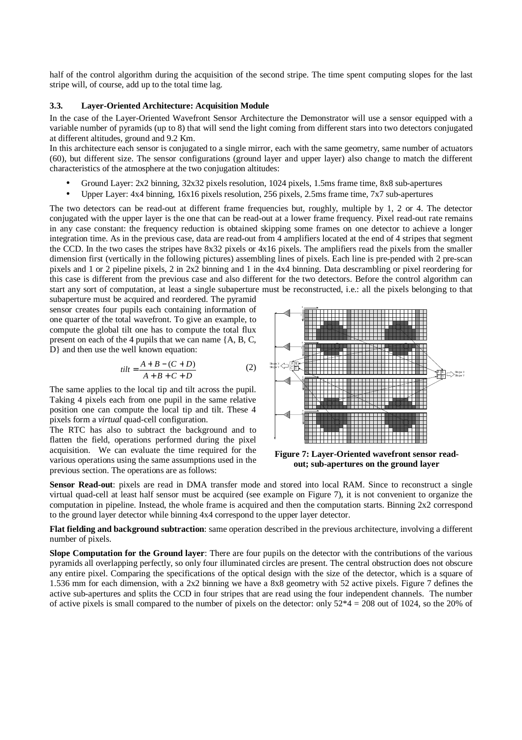half of the control algorithm during the acquisition of the second stripe. The time spent computing slopes for the last stripe will, of course, add up to the total time lag.

### 3.3. Layer-Oriented Architecture: Acquisition Module

In the case of the Layer-Oriented Wavefront Sensor Architecture the Demonstrator will use a sensor equipped with a variable number of pyramids (up to 8) that will send the light coming from different stars into two detectors conjugated at different altitudes, ground and 9.2 Km.

In this architecture each sensor is conjugated to a single mirror, each with the same geometry, same number of actuators (60), but different size. The sensor configurations (ground layer and upper layer) also change to match the different characteristics of the atmosphere at the two conjugation altitudes:

- Ground Layer: 2x2 binning, 32x32 pixels resolution, 1024 pixels, 1.5ms frame time, 8x8 sub-apertures
- Upper Layer: 4x4 binning, 16x16 pixels resolution, 256 pixels, 2.5ms frame time, 7x7 sub-apertures

The two detectors can be read-out at different frame frequencies but, roughly, multiple by 1, 2 or 4. The detector conjugated with the upper layer is the one that can be read-out at a lower frame frequency. Pixel read-out rate remains in any case constant: the frequency reduction is obtained skipping some frames on one detector to achieve a longer integration time. As in the previous case, data are read-out from 4 amplifiers located at the end of 4 stripes that segment the CCD. In the two cases the stripes have 8x32 pixels or 4x16 pixels. The amplifiers read the pixels from the smaller dimension first (vertically in the following pictures) assembling lines of pixels. Each line is pre-pended with 2 pre-scan pixels and 1 or 2 pipeline pixels, 2 in 2x2 binning and 1 in the 4x4 binning. Data descrambling or pixel reordering for this case is different from the previous case and also different for the two detectors. Before the control algorithm can start any sort of computation, at least a single subaperture must be reconstructed, i.e.: all the pixels belonging to that subaperture must be acquired and reordered. The pyramid sensor creates four pupils each containing information of one quarter of the total wavefront. To give an example, to compute the global tilt one has to compute the total flux present on each of the 4 pupils that we can name {A, B, C, D} and then use the well known equation:

$$tilt = \frac{A + B - (C + D)}{A + B + C + D} \quad (2)$$

The same applies to the local tip and tilt across the pupil. Taking 4 pixels each from one pupil in the same relative position one can compute the local tip and tilt. These 4 pixels form a *virtual* quad-cell configuration.

The RTC has also to subtract the background and to flatten the field, operations performed during the pixel acquisition. We can evaluate the time required for the various operations using the same assumptions used in the previous section. The operations are as follows:

**Figure 7: Layer-Oriented wavefront sensor read-out; sub-apertures on the ground layer**

**Sensor Read-out**: pixels are read in DMA transfer mode and stored into local RAM. Since to reconstruct a single virtual quad-cell at least half sensor must be acquired (see example on Figure 7), it is not convenient to organize the computation in pipeline. Instead, the whole frame is acquired and then the computation starts. Binning 2x2 correspond to the ground layer detector while binning 4x4 correspond to the upper layer detector.

**Flat fielding and background subtraction**: same operation described in the previous architecture, involving a different number of pixels.

**Slope Computation for the Ground layer**: There are four pupils on the detector with the contributions of the various pyramids all overlapping perfectly, so only four illuminated circles are present. The central obstruction does not obscure any entire pixel. Comparing the specifications of the optical design with the size of the detector, which is a square of 1.536 mm for each dimension, with a 2x2 binning we have a 8x8 geometry with 52 active pixels. Figure 7 defines the active sub-apertures and splits the CCD in four stripes that are read using the four independent channels. The number of active pixels is small compared to the number of pixels on the detector: only 52*4 = 208 out of 1024, so the 20% of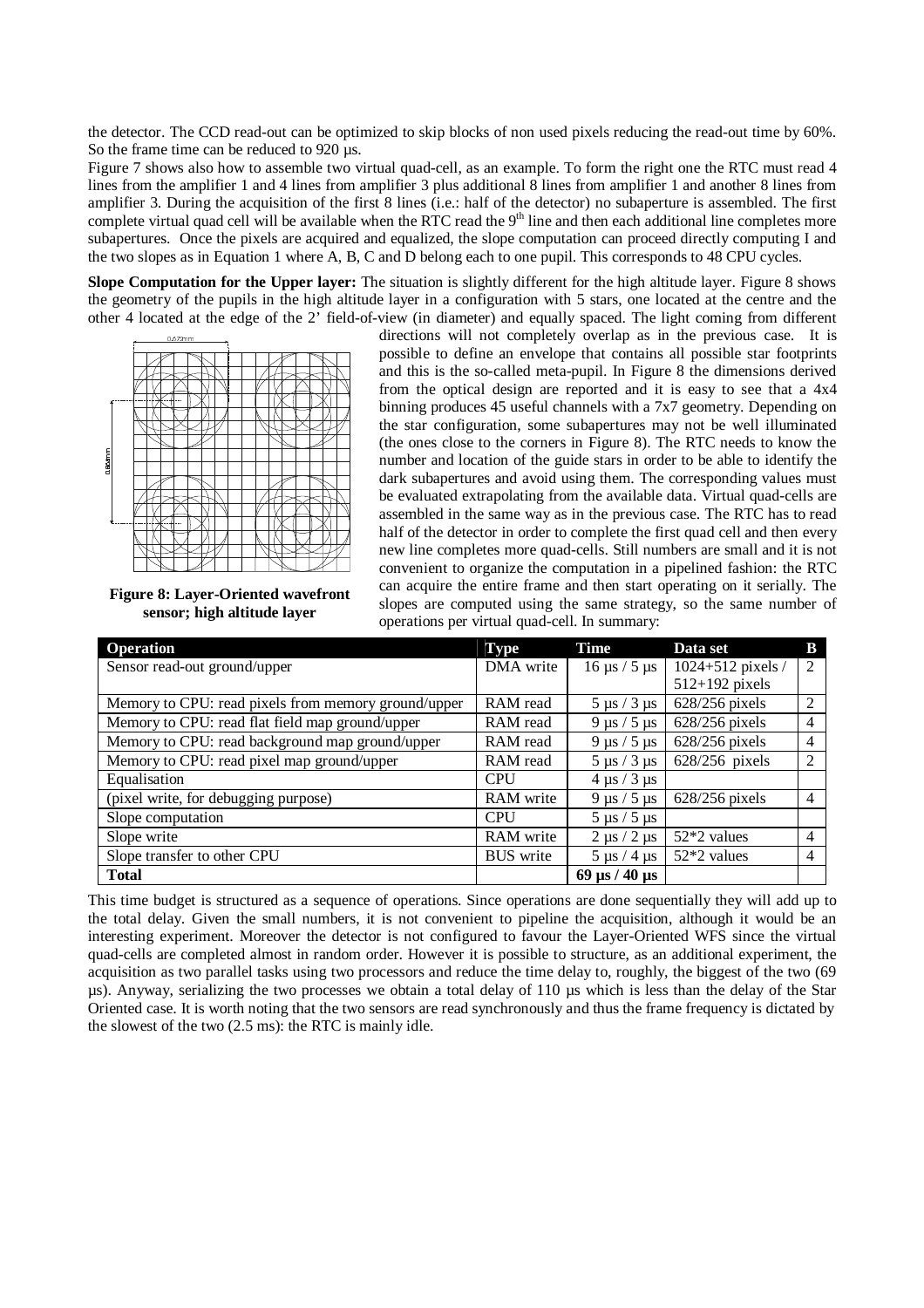the detector. The CCD read-out can be optimized to skip blocks of non used pixels reducing the read-out time by 60%. So the frame time can be reduced to 920 µs.

Figure 7 shows also how to assemble two virtual quad-cell, as an example. To form the right one the RTC must read 4 lines from the amplifier 1 and 4 lines from amplifier 3 plus additional 8 lines from amplifier 1 and another 8 lines from amplifier 3. During the acquisition of the first 8 lines (i.e.: half of the detector) no subaperture is assembled. The first complete virtual quad cell will be available when the RTC read the 9th line and then each additional line completes more subapertures. Once the pixels are acquired and equalized, the slope computation can proceed directly computing I and the two slopes as in Equation 1 where A, B, C and D belong each to one pupil. This corresponds to 48 CPU cycles.

**Slope Computation for the Upper layer:** The situation is slightly different for the high altitude layer. Figure 8 shows the geometry of the pupils in the high altitude layer in a configuration with 5 stars, one located at the centre and the other 4 located at the edge of the 2' field-of-view (in diameter) and equally spaced. The light coming from different directions will not completely overlap as in the previous case. It is possible to define an envelope that contains all possible star footprints and this is the so-called meta-pupil. In Figure 8 the dimensions derived from the optical design are reported and it is easy to see that a 4x4 binning produces 45 useful channels with a 7x7 geometry. Depending on the star configuration, some subapertures may not be well illuminated (the ones close to the corners in Figure 8). The RTC needs to know the number and location of the guide stars in order to be able to identify the dark subapertures and avoid using them. The corresponding values must be evaluated extrapolating from the available data. Virtual quad-cells are assembled in the same way as in the previous case. The RTC has to read half of the detector in order to complete the first quad cell and then every new line completes more quad-cells. Still numbers are small and it is not convenient to organize the computation in a pipelined fashion: the RTC can acquire the entire frame and then start operating on it serially. The slopes are computed using the same strategy, so the same number of operations per virtual quad-cell. In summary:

**Figure 8: Layer-Oriented wavefront sensor; high altitude layer**

| Operation | Type | Time | Data set | B |
|---|---|---|---|---|
| Sensor read-out ground/upper | DMA write | 16 µs / 5 µs | 1024+512 pixels / 512+192 pixels | 2 |
| Memory to CPU: read pixels from memory ground/upper | RAM read | 5 µs / 3 µs | 628/256 pixels | 2 |
| Memory to CPU: read flat field map ground/upper | RAM read | 9 µs / 5 µs | 628/256 pixels | 4 |
| Memory to CPU: read background map ground/upper | RAM read | 9 µs / 5 µs | 628/256 pixels | 4 |
| Memory to CPU: read pixel map ground/upper | RAM read | 5 µs / 3 µs | 628/256 pixels | 2 |
| Equalisation | CPU | 4 µs / 3 µs | | |
| (pixel write, for debugging purpose) | RAM write | 9 µs / 5 µs | 628/256 pixels | 4 |
| Slope computation | CPU | 5 µs / 5 µs | | |
| Slope write | RAM write | 2 µs / 2 µs | 52*2 values | 4 |
| Slope transfer to other CPU | BUS write | 5 µs / 4 µs | 52*2 values | 4 |
| **Total** | | **69 µs / 40 µs** | | |

This time budget is structured as a sequence of operations. Since operations are done sequentially they will add up to the total delay. Given the small numbers, it is not convenient to pipeline the acquisition, although it would be an interesting experiment. Moreover the detector is not configured to favour the Layer-Oriented WFS since the virtual quad-cells are completed almost in random order. However it is possible to structure, as an additional experiment, the acquisition as two parallel tasks using two processors and reduce the time delay to, roughly, the biggest of the two (69 µs). Anyway, serializing the two processes we obtain a total delay of 110 µs which is less than the delay of the Star Oriented case. It is worth noting that the two sensors are read synchronously and thus the frame frequency is dictated by the slowest of the two (2.5 ms): the RTC is mainly idle.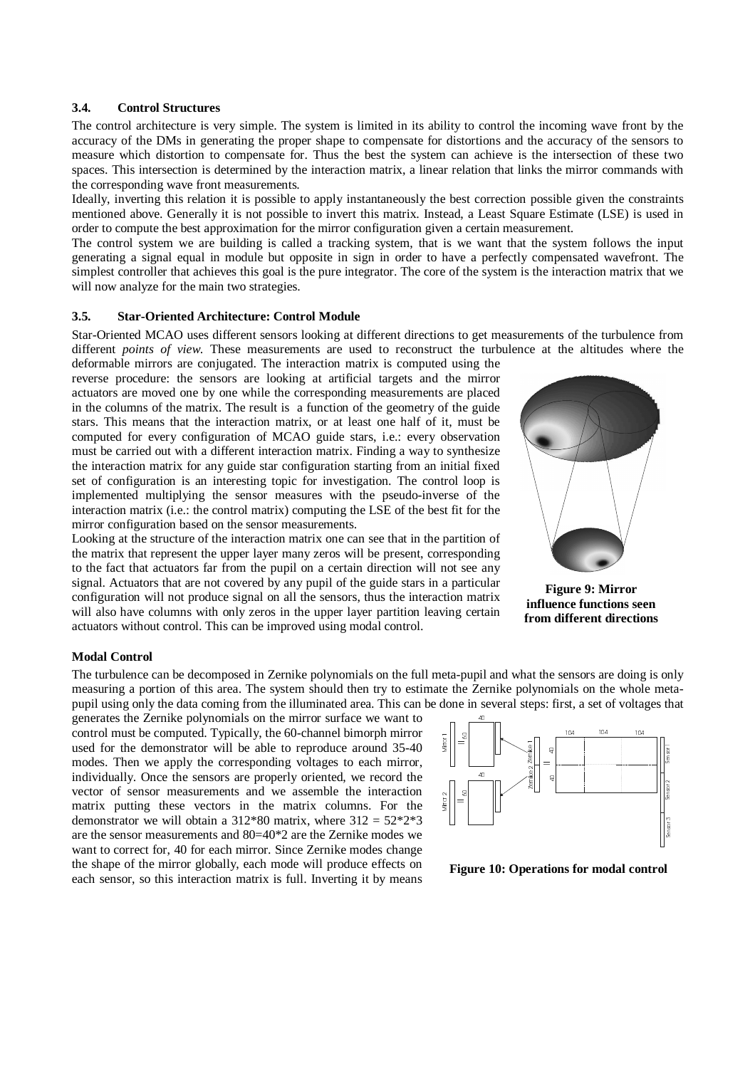### 3.4. Control Structures

The control architecture is very simple. The system is limited in its ability to control the incoming wave front by the accuracy of the DMs in generating the proper shape to compensate for distortions and the accuracy of the sensors to measure which distortion to compensate for. Thus the best the system can achieve is the intersection of these two spaces. This intersection is determined by the interaction matrix, a linear relation that links the mirror commands with the corresponding wave front measurements.

Ideally, inverting this relation it is possible to apply instantaneously the best correction possible given the constraints mentioned above. Generally it is not possible to invert this matrix. Instead, a Least Square Estimate (LSE) is used in order to compute the best approximation for the mirror configuration given a certain measurement.

The control system we are building is called a tracking system, that is we want that the system follows the input generating a signal equal in module but opposite in sign in order to have a perfectly compensated wavefront. The simplest controller that achieves this goal is the pure integrator. The core of the system is the interaction matrix that we will now analyze for the main two strategies.

### 3.5. Star-Oriented Architecture: Control Module

Star-Oriented MCAO uses different sensors looking at different directions to get measurements of the turbulence from different *points of view*. These measurements are used to reconstruct the turbulence at the altitudes where the deformable mirrors are conjugated. The interaction matrix is computed using the reverse procedure: the sensors are looking at artificial targets and the mirror actuators are moved one by one while the corresponding measurements are placed in the columns of the matrix. The result is a function of the geometry of the guide stars. This means that the interaction matrix, or at least one half of it, must be computed for every configuration of MCAO guide stars, i.e.: every observation must be carried out with a different interaction matrix. Finding a way to synthesize the interaction matrix for any guide star configuration starting from an initial fixed set of configuration is an interesting topic for investigation. The control loop is implemented multiplying the sensor measures with the pseudo-inverse of the interaction matrix (i.e.: the control matrix) computing the LSE of the best fit for the mirror configuration based on the sensor measurements.

Looking at the structure of the interaction matrix one can see that in the partition of the matrix that represent the upper layer many zeros will be present, corresponding to the fact that actuators far from the pupil on a certain direction will not see any signal. Actuators that are not covered by any pupil of the guide stars in a particular configuration will not produce signal on all the sensors, thus the interaction matrix will also have columns with only zeros in the upper layer partition leaving certain actuators without control. This can be improved using modal control.

**Figure 9: Mirror influence functions seen from different directions**

**Modal Control**

The turbulence can be decomposed in Zernike polynomials on the full meta-pupil and what the sensors are doing is only measuring a portion of this area. The system should then try to estimate the Zernike polynomials on the whole meta-pupil using only the data coming from the illuminated area. This can be done in several steps: first, a set of voltages that generates the Zernike polynomials on the mirror surface we want to control must be computed. Typically, the 60-channel bimorph mirror used for the demonstrator will be able to reproduce around 35-40 modes. Then we apply the corresponding voltages to each mirror, individually. Once the sensors are properly oriented, we record the vector of sensor measurements and we assemble the interaction matrix putting these vectors in the matrix columns. For the demonstrator we will obtain a 312*80 matrix, where 312 = 52*2*3 are the sensor measurements and 80=40*2 are the Zernike modes we want to correct for, 40 for each mirror. Since Zernike modes change the shape of the mirror globally, each mode will produce effects on each sensor, so this interaction matrix is full. Inverting it by means

**Figure 10: Operations for modal control**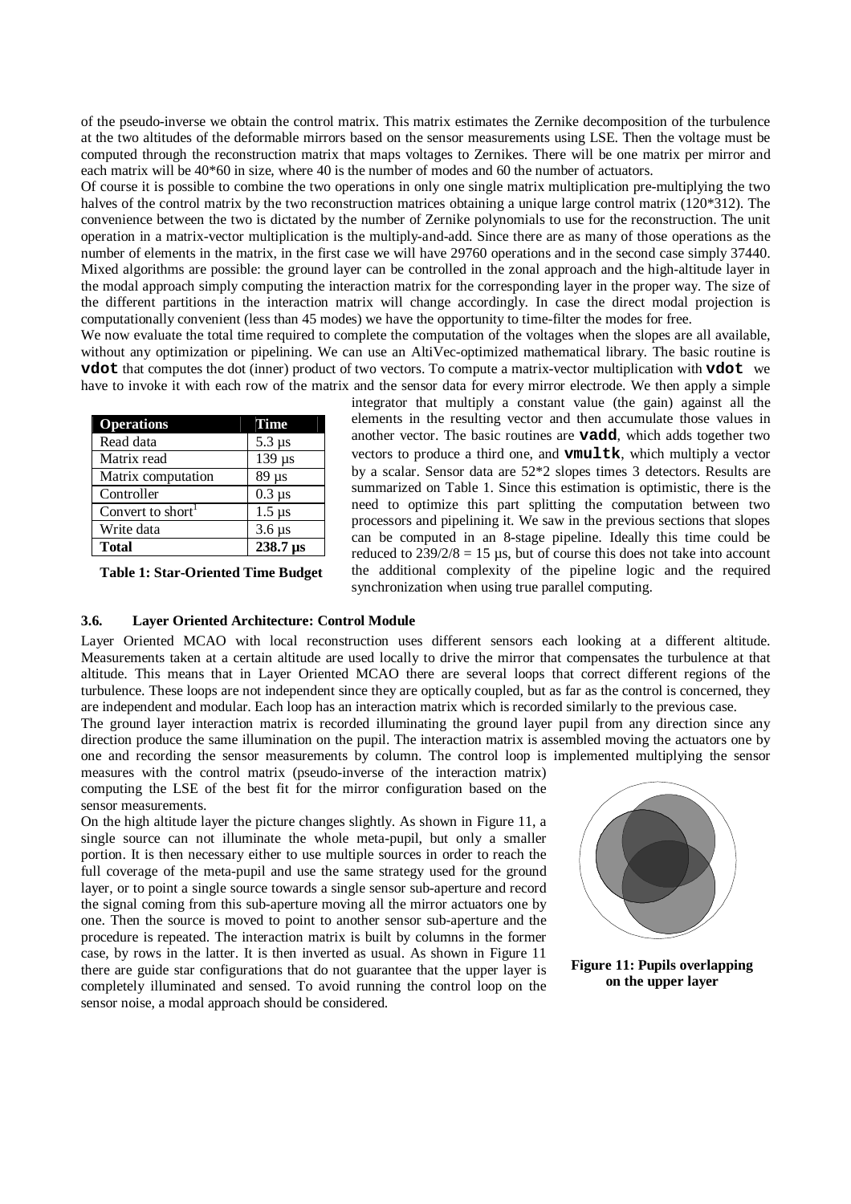of the pseudo-inverse we obtain the control matrix. This matrix estimates the Zernike decomposition of the turbulence at the two altitudes of the deformable mirrors based on the sensor measurements using LSE. Then the voltage must be computed through the reconstruction matrix that maps voltages to Zernikes. There will be one matrix per mirror and each matrix will be 40*60 in size, where 40 is the number of modes and 60 the number of actuators.

Of course it is possible to combine the two operations in only one single matrix multiplication pre-multiplying the two halves of the control matrix by the two reconstruction matrices obtaining a unique large control matrix (120*312). The convenience between the two is dictated by the number of Zernike polynomials to use for the reconstruction. The unit operation in a matrix-vector multiplication is the multiply-and-add. Since there are as many of those operations as the number of elements in the matrix, in the first case we will have 29760 operations and in the second case simply 37440. Mixed algorithms are possible: the ground layer can be controlled in the zonal approach and the high-altitude layer in the modal approach simply computing the interaction matrix for the corresponding layer in the proper way. The size of the different partitions in the interaction matrix will change accordingly. In case the direct modal projection is computationally convenient (less than 45 modes) we have the opportunity to time-filter the modes for free.

We now evaluate the total time required to complete the computation of the voltages when the slopes are all available, without any optimization or pipelining. We can use an AltiVec-optimized mathematical library. The basic routine is **`vdot`** that computes the dot (inner) product of two vectors. To compute a matrix-vector multiplication with **`vdot`** we have to invoke it with each row of the matrix and the sensor data for every mirror electrode. We then apply a simple integrator that multiply a constant value (the gain) against all the elements in the resulting vector and then accumulate those values in another vector. The basic routines are **`vadd`**, which adds together two vectors to produce a third one, and **`vmultk`**, which multiply a vector by a scalar. Sensor data are 52*2 slopes times 3 detectors. Results are summarized on Table 1. Since this estimation is optimistic, there is the need to optimize this part splitting the computation between two processors and pipelining it. We saw in the previous sections that slopes can be computed in an 8-stage pipeline. Ideally this time could be reduced to 239/2/8 = 15 µs, but of course this does not take into account the additional complexity of the pipeline logic and the required synchronization when using true parallel computing.

| Operations | Time |
|---|---|
| Read data | 5.3 µs |
| Matrix read | 139 µs |
| Matrix computation | 89 µs |
| Controller | 0.3 µs |
| Convert to short[1] | 1.5 µs |
| Write data | 3.6 µs |
| **Total** | **238.7 µs** |

**Table 1: Star-Oriented Time Budget**

### 3.6. Layer Oriented Architecture: Control Module

Layer Oriented MCAO with local reconstruction uses different sensors each looking at a different altitude. Measurements taken at a certain altitude are used locally to drive the mirror that compensates the turbulence at that altitude. This means that in Layer Oriented MCAO there are several loops that correct different regions of the turbulence. These loops are not independent since they are optically coupled, but as far as the control is concerned, they are independent and modular. Each loop has an interaction matrix which is recorded similarly to the previous case.

The ground layer interaction matrix is recorded illuminating the ground layer pupil from any direction since any direction produce the same illumination on the pupil. The interaction matrix is assembled moving the actuators one by one and recording the sensor measurements by column. The control loop is implemented multiplying the sensor measures with the control matrix (pseudo-inverse of the interaction matrix) computing the LSE of the best fit for the mirror configuration based on the sensor measurements.

On the high altitude layer the picture changes slightly. As shown in Figure 11, a single source can not illuminate the whole meta-pupil, but only a smaller portion. It is then necessary either to use multiple sources in order to reach the full coverage of the meta-pupil and use the same strategy used for the ground layer, or to point a single source towards a single sensor sub-aperture and record the signal coming from this sub-aperture moving all the mirror actuators one by one. Then the source is moved to point to another sensor sub-aperture and the procedure is repeated. The interaction matrix is built by columns in the former case, by rows in the latter. It is then inverted as usual. As shown in Figure 11 there are guide star configurations that do not guarantee that the upper layer is completely illuminated and sensed. To avoid running the control loop on the sensor noise, a modal approach should be considered.

**Figure 11: Pupils overlapping on the upper layer**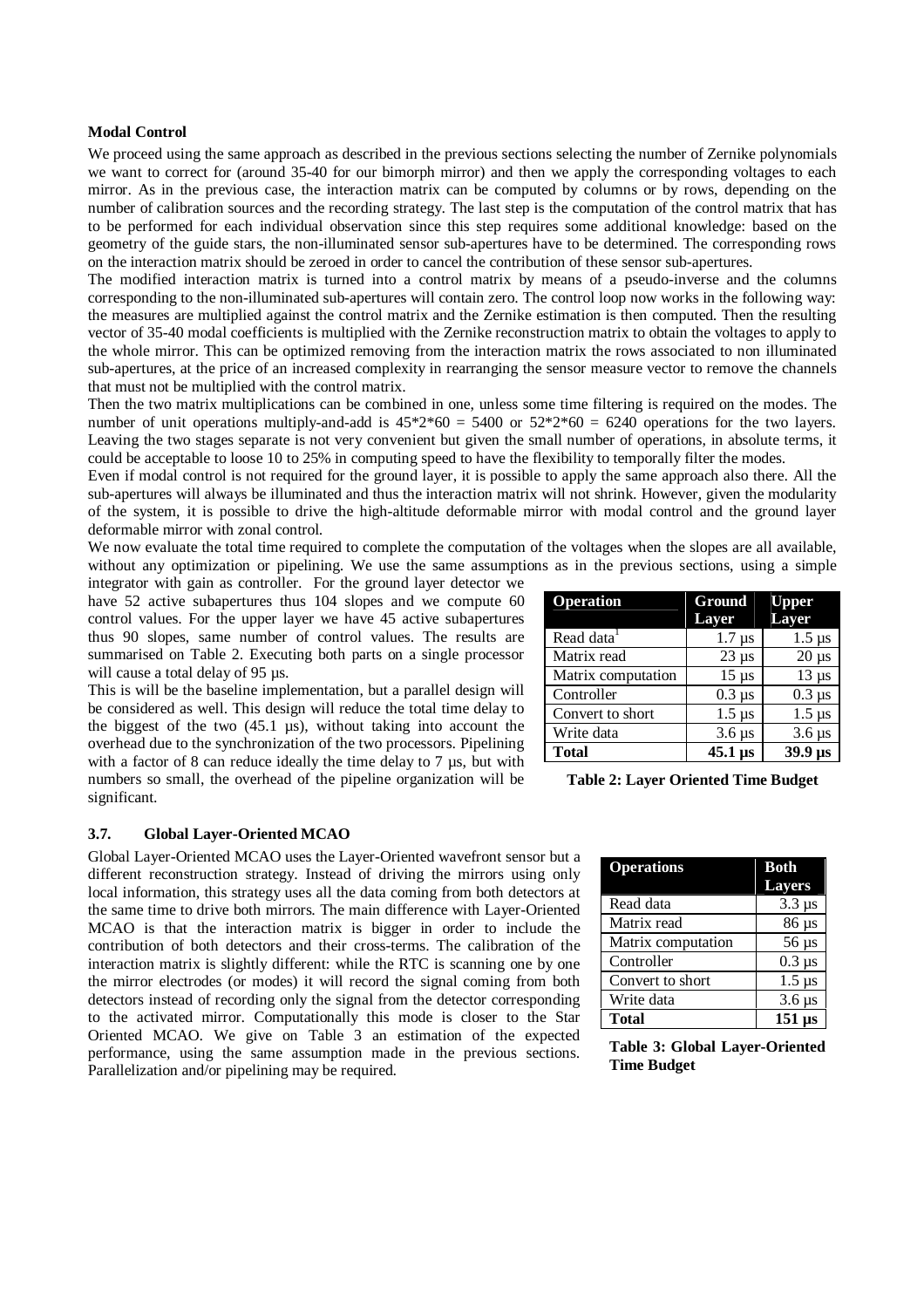**Modal Control**

We proceed using the same approach as described in the previous sections selecting the number of Zernike polynomials we want to correct for (around 35-40 for our bimorph mirror) and then we apply the corresponding voltages to each mirror. As in the previous case, the interaction matrix can be computed by columns or by rows, depending on the number of calibration sources and the recording strategy. The last step is the computation of the control matrix that has to be performed for each individual observation since this step requires some additional knowledge: based on the geometry of the guide stars, the non-illuminated sensor sub-apertures have to be determined. The corresponding rows on the interaction matrix should be zeroed in order to cancel the contribution of these sensor sub-apertures.

The modified interaction matrix is turned into a control matrix by means of a pseudo-inverse and the columns corresponding to the non-illuminated sub-apertures will contain zero. The control loop now works in the following way: the measures are multiplied against the control matrix and the Zernike estimation is then computed. Then the resulting vector of 35-40 modal coefficients is multiplied with the Zernike reconstruction matrix to obtain the voltages to apply to the whole mirror. This can be optimized removing from the interaction matrix the rows associated to non illuminated sub-apertures, at the price of an increased complexity in rearranging the sensor measure vector to remove the channels that must not be multiplied with the control matrix.

Then the two matrix multiplications can be combined in one, unless some time filtering is required on the modes. The number of unit operations multiply-and-add is 45*2*60 = 5400 or 52*2*60 = 6240 operations for the two layers. Leaving the two stages separate is not very convenient but given the small number of operations, in absolute terms, it could be acceptable to loose 10 to 25% in computing speed to have the flexibility to temporally filter the modes.

Even if modal control is not required for the ground layer, it is possible to apply the same approach also there. All the sub-apertures will always be illuminated and thus the interaction matrix will not shrink. However, given the modularity of the system, it is possible to drive the high-altitude deformable mirror with modal control and the ground layer deformable mirror with zonal control.

We now evaluate the total time required to complete the computation of the voltages when the slopes are all available, without any optimization or pipelining. We use the same assumptions as in the previous sections, using a simple integrator with gain as controller. For the ground layer detector we have 52 active subapertures thus 104 slopes and we compute 60 control values. For the upper layer we have 45 active subapertures thus 90 slopes, same number of control values. The results are summarised on Table 2. Executing both parts on a single processor will cause a total delay of 95 µs.

This is will be the baseline implementation, but a parallel design will be considered as well. This design will reduce the total time delay to the biggest of the two (45.1 µs), without taking into account the overhead due to the synchronization of the two processors. Pipelining with a factor of 8 can reduce ideally the time delay to 7 µs, but with numbers so small, the overhead of the pipeline organization will be significant.

| Operation | Ground Layer | Upper Layer |
|---|---|---|
| Read data[1] | 1.7 µs | 1.5 µs |
| Matrix read | 23 µs | 20 µs |
| Matrix computation | 15 µs | 13 µs |
| Controller | 0.3 µs | 0.3 µs |
| Convert to short | 1.5 µs | 1.5 µs |
| Write data | 3.6 µs | 3.6 µs |
| **Total** | **45.1 µs** | **39.9 µs** |

**Table 2: Layer Oriented Time Budget**

### 3.7. Global Layer-Oriented MCAO

Global Layer-Oriented MCAO uses the Layer-Oriented wavefront sensor but a different reconstruction strategy. Instead of driving the mirrors using only local information, this strategy uses all the data coming from both detectors at the same time to drive both mirrors. The main difference with Layer-Oriented MCAO is that the interaction matrix is bigger in order to include the contribution of both detectors and their cross-terms. The calibration of the interaction matrix is slightly different: while the RTC is scanning one by one the mirror electrodes (or modes) it will record the signal coming from both detectors instead of recording only the signal from the detector corresponding to the activated mirror. Computationally this mode is closer to the Star Oriented MCAO. We give on Table 3 an estimation of the expected performance, using the same assumption made in the previous sections. Parallelization and/or pipelining may be required.

| Operations | Both Layers |
|---|---|
| Read data | 3.3 µs |
| Matrix read | 86 µs |
| Matrix computation | 56 µs |
| Controller | 0.3 µs |
| Convert to short | 1.5 µs |
| Write data | 3.6 µs |
| **Total** | **151 µs** |

**Table 3: Global Layer-Oriented Time Budget**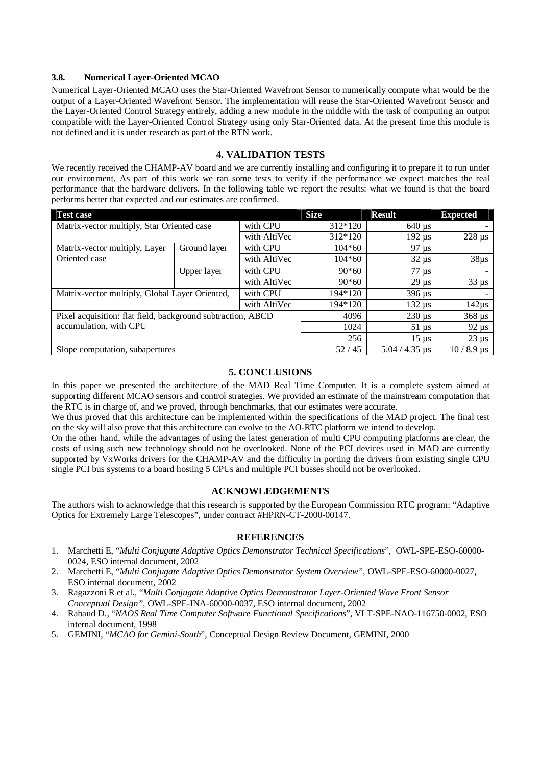### 3.8. Numerical Layer-Oriented MCAO

Numerical Layer-Oriented MCAO uses the Star-Oriented Wavefront Sensor to numerically compute what would be the output of a Layer-Oriented Wavefront Sensor. The implementation will reuse the Star-Oriented Wavefront Sensor and the Layer-Oriented Control Strategy entirely, adding a new module in the middle with the task of computing an output compatible with the Layer-Oriented Control Strategy using only Star-Oriented data. At the present time this module is not defined and it is under research as part of the RTN work.

## 4. VALIDATION TESTS

We recently received the CHAMP-AV board and we are currently installing and configuring it to prepare it to run under our environment. As part of this work we ran some tests to verify if the performance we expect matches the real performance that the hardware delivers. In the following table we report the results: what we found is that the board performs better that expected and our estimates are confirmed.

| Test case | | | Size | Result | Expected |
|---|---|---|---|---|---|
| Matrix-vector multiply, Star Oriented case | | with CPU | 312*120 | 640 µs | - |
| | | with AltiVec | 312*120 | 192 µs | 228 µs |
| Matrix-vector multiply, Layer Oriented case | Ground layer | with CPU | 104*60 | 97 µs | |
| | | with AltiVec | 104*60 | 32 µs | 38µs |
| | Upper layer | with CPU | 90*60 | 77 µs | - |
| | | with AltiVec | 90*60 | 29 µs | 33 µs |
| Matrix-vector multiply, Global Layer Oriented, | | with CPU | 194*120 | 396 µs | - |
| | | with AltiVec | 194*120 | 132 µs | 142µs |
| Pixel acquisition: flat field, background subtraction, ABCD accumulation, with CPU | | | 4096 | 230 µs | 368 µs |
| | | | 1024 | 51 µs | 92 µs |
| | | | 256 | 15 µs | 23 µs |
| Slope computation, subapertures | | | 52 / 45 | 5.04 / 4.35 µs | 10 / 8.9 µs |

## 5. CONCLUSIONS

In this paper we presented the architecture of the MAD Real Time Computer. It is a complete system aimed at supporting different MCAO sensors and control strategies. We provided an estimate of the mainstream computation that the RTC is in charge of, and we proved, through benchmarks, that our estimates were accurate.

We thus proved that this architecture can be implemented within the specifications of the MAD project. The final test on the sky will also prove that this architecture can evolve to the AO-RTC platform we intend to develop.

On the other hand, while the advantages of using the latest generation of multi CPU computing platforms are clear, the costs of using such new technology should not be overlooked. None of the PCI devices used in MAD are currently supported by VxWorks drivers for the CHAMP-AV and the difficulty in porting the drivers from existing single CPU single PCI bus systems to a board hosting 5 CPUs and multiple PCI busses should not be overlooked.

## ACKNOWLEDGEMENTS

The authors wish to acknowledge that this research is supported by the European Commission RTC program: "Adaptive Optics for Extremely Large Telescopes", under contract #HPRN-CT-2000-00147.

## REFERENCES

1. Marchetti E, "*Multi Conjugate Adaptive Optics Demonstrator Technical Specifications*", OWL-SPE-ESO-60000-0024, ESO internal document, 2002
2. Marchetti E, "*Multi Conjugate Adaptive Optics Demonstrator System Overview"*, OWL-SPE-ESO-60000-0027, ESO internal document, 2002
3. Ragazzoni R et al., "*Multi Conjugate Adaptive Optics Demonstrator Layer-Oriented Wave Front Sensor Conceptual Design"*, OWL-SPE-INA-60000-0037, ESO internal document, 2002
4. Rabaud D., "*NAOS Real Time Computer Software Functional Specifications*", VLT-SPE-NAO-116750-0002, ESO internal document, 1998
5. GEMINI, "*MCAO for Gemini-South*", Conceptual Design Review Document, GEMINI, 2000